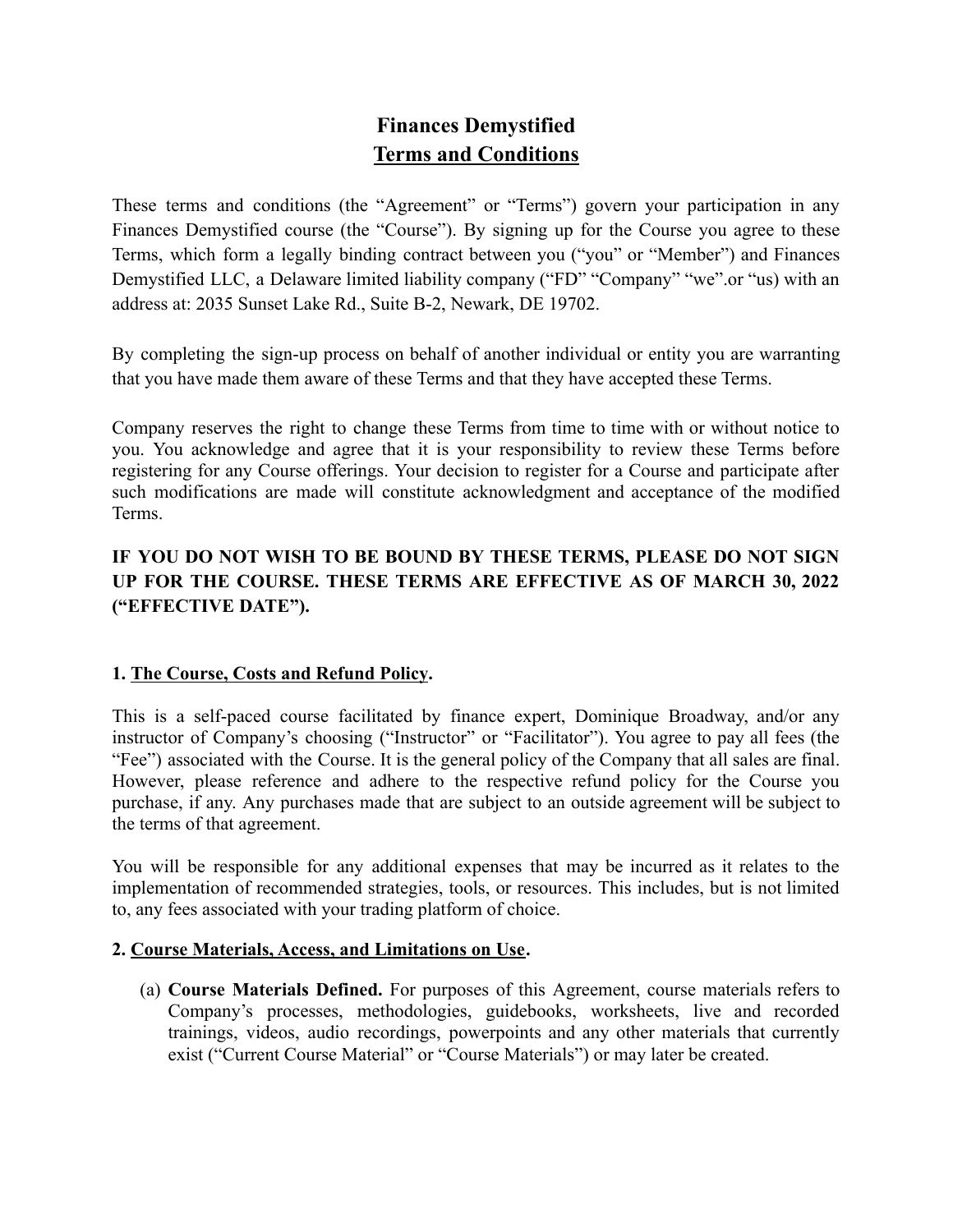# Finances Demystified
## Terms and Conditions

These terms and conditions (the "Agreement" or "Terms") govern your participation in any Finances Demystified course (the "Course"). By signing up for the Course you agree to these Terms, which form a legally binding contract between you ("you" or "Member") and Finances Demystified LLC, a Delaware limited liability company ("FD" "Company" "we".or "us) with an address at: 2035 Sunset Lake Rd., Suite B-2, Newark, DE 19702.

By completing the sign-up process on behalf of another individual or entity you are warranting that you have made them aware of these Terms and that they have accepted these Terms.

Company reserves the right to change these Terms from time to time with or without notice to you. You acknowledge and agree that it is your responsibility to review these Terms before registering for any Course offerings. Your decision to register for a Course and participate after such modifications are made will constitute acknowledgment and acceptance of the modified Terms.

**IF YOU DO NOT WISH TO BE BOUND BY THESE TERMS, PLEASE DO NOT SIGN UP FOR THE COURSE. THESE TERMS ARE EFFECTIVE AS OF MARCH 30, 2022 ("EFFECTIVE DATE").**

**1. The Course, Costs and Refund Policy.**

This is a self-paced course facilitated by finance expert, Dominique Broadway, and/or any instructor of Company's choosing ("Instructor" or "Facilitator"). You agree to pay all fees (the "Fee") associated with the Course. It is the general policy of the Company that all sales are final. However, please reference and adhere to the respective refund policy for the Course you purchase, if any. Any purchases made that are subject to an outside agreement will be subject to the terms of that agreement.

You will be responsible for any additional expenses that may be incurred as it relates to the implementation of recommended strategies, tools, or resources. This includes, but is not limited to, any fees associated with your trading platform of choice.

**2. Course Materials, Access, and Limitations on Use.**

(a) **Course Materials Defined.** For purposes of this Agreement, course materials refers to Company's processes, methodologies, guidebooks, worksheets, live and recorded trainings, videos, audio recordings, powerpoints and any other materials that currently exist ("Current Course Material" or "Course Materials") or may later be created.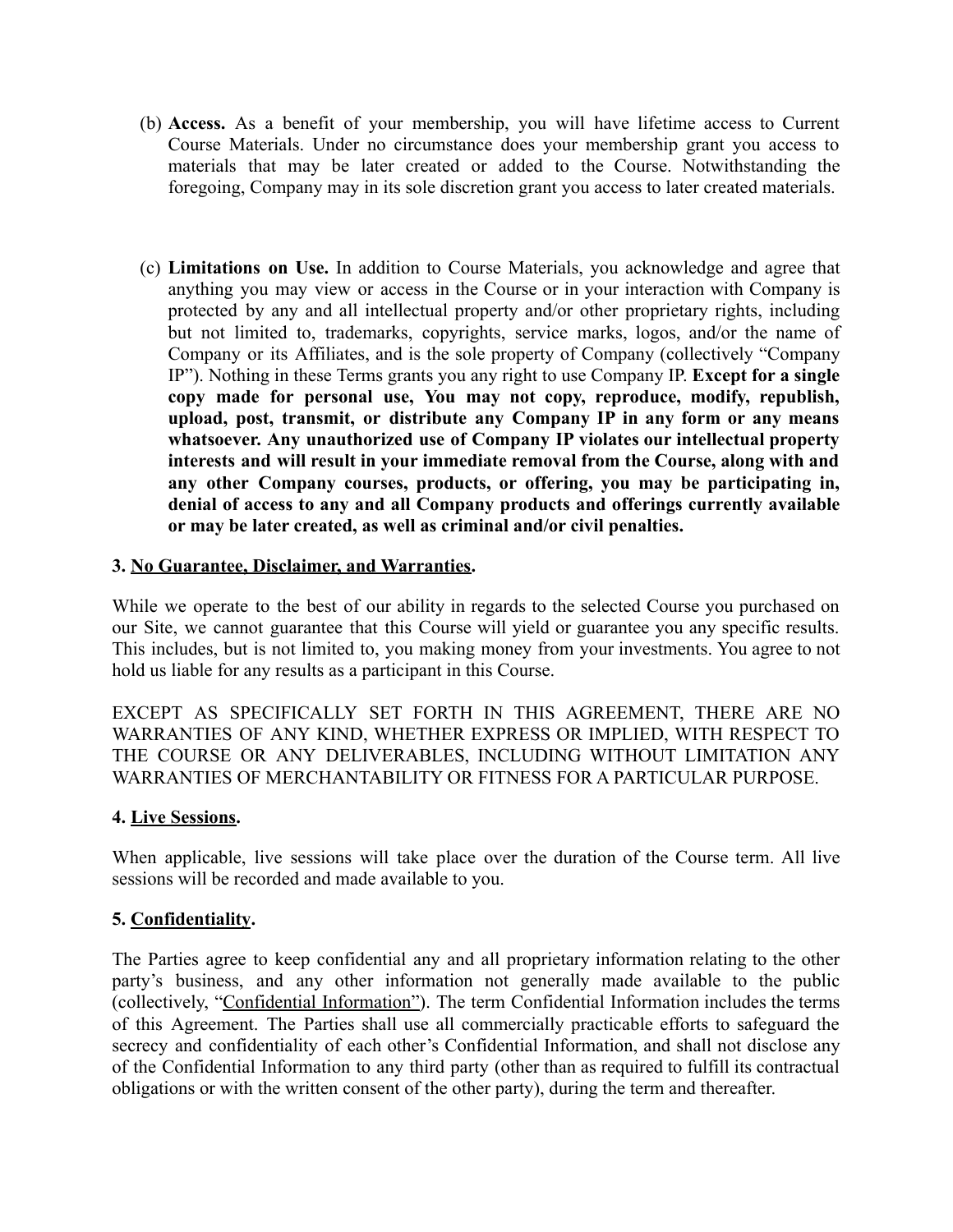(b) **Access.** As a benefit of your membership, you will have lifetime access to Current Course Materials. Under no circumstance does your membership grant you access to materials that may be later created or added to the Course. Notwithstanding the foregoing, Company may in its sole discretion grant you access to later created materials.

(c) **Limitations on Use.** In addition to Course Materials, you acknowledge and agree that anything you may view or access in the Course or in your interaction with Company is protected by any and all intellectual property and/or other proprietary rights, including but not limited to, trademarks, copyrights, service marks, logos, and/or the name of Company or its Affiliates, and is the sole property of Company (collectively "Company IP"). Nothing in these Terms grants you any right to use Company IP. **Except for a single copy made for personal use, You may not copy, reproduce, modify, republish, upload, post, transmit, or distribute any Company IP in any form or any means whatsoever. Any unauthorized use of Company IP violates our intellectual property interests and will result in your immediate removal from the Course, along with and any other Company courses, products, or offering, you may be participating in, denial of access to any and all Company products and offerings currently available or may be later created, as well as criminal and/or civil penalties.**

**3. <u>No Guarantee, Disclaimer, and Warranties</u>.**

While we operate to the best of our ability in regards to the selected Course you purchased on our Site, we cannot guarantee that this Course will yield or guarantee you any specific results. This includes, but is not limited to, you making money from your investments. You agree to not hold us liable for any results as a participant in this Course.

EXCEPT AS SPECIFICALLY SET FORTH IN THIS AGREEMENT, THERE ARE NO WARRANTIES OF ANY KIND, WHETHER EXPRESS OR IMPLIED, WITH RESPECT TO THE COURSE OR ANY DELIVERABLES, INCLUDING WITHOUT LIMITATION ANY WARRANTIES OF MERCHANTABILITY OR FITNESS FOR A PARTICULAR PURPOSE.

**4. <u>Live Sessions</u>.**

When applicable, live sessions will take place over the duration of the Course term. All live sessions will be recorded and made available to you.

**5. <u>Confidentiality</u>.**

The Parties agree to keep confidential any and all proprietary information relating to the other party's business, and any other information not generally made available to the public (collectively, "<u>Confidential Information</u>"). The term Confidential Information includes the terms of this Agreement. The Parties shall use all commercially practicable efforts to safeguard the secrecy and confidentiality of each other's Confidential Information, and shall not disclose any of the Confidential Information to any third party (other than as required to fulfill its contractual obligations or with the written consent of the other party), during the term and thereafter.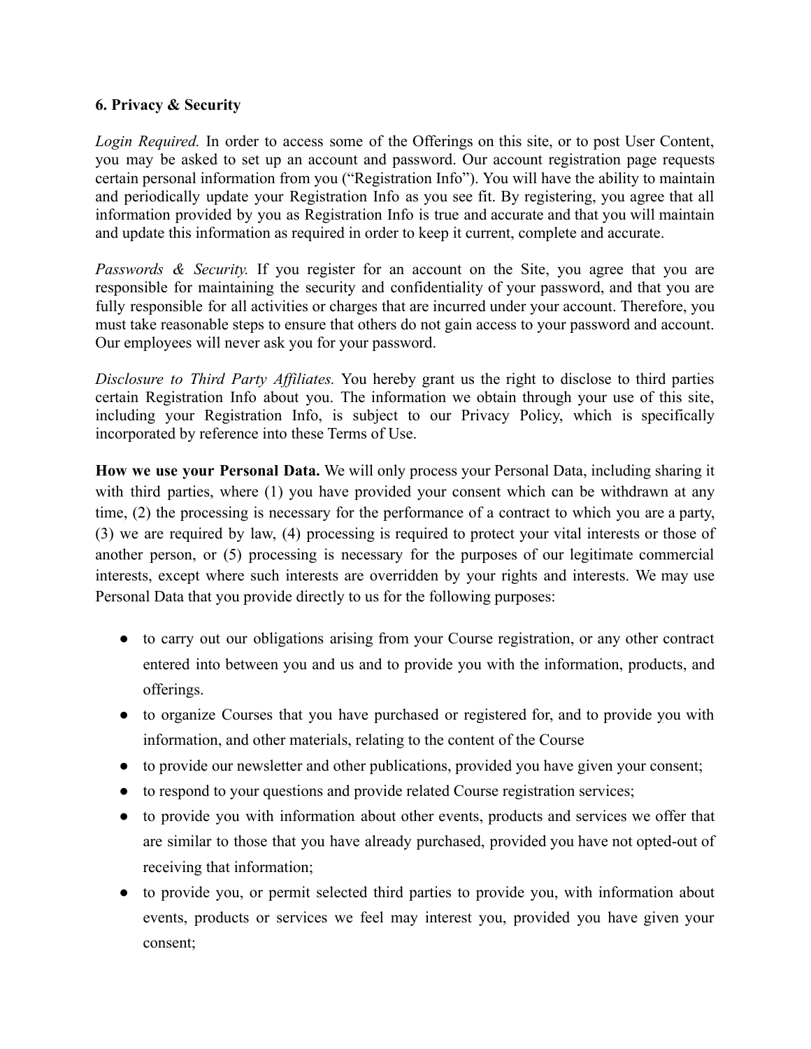**6. Privacy & Security**

*Login Required.* In order to access some of the Offerings on this site, or to post User Content, you may be asked to set up an account and password. Our account registration page requests certain personal information from you ("Registration Info"). You will have the ability to maintain and periodically update your Registration Info as you see fit. By registering, you agree that all information provided by you as Registration Info is true and accurate and that you will maintain and update this information as required in order to keep it current, complete and accurate.

*Passwords & Security.* If you register for an account on the Site, you agree that you are responsible for maintaining the security and confidentiality of your password, and that you are fully responsible for all activities or charges that are incurred under your account. Therefore, you must take reasonable steps to ensure that others do not gain access to your password and account. Our employees will never ask you for your password.

*Disclosure to Third Party Affiliates.* You hereby grant us the right to disclose to third parties certain Registration Info about you. The information we obtain through your use of this site, including your Registration Info, is subject to our Privacy Policy, which is specifically incorporated by reference into these Terms of Use.

**How we use your Personal Data.** We will only process your Personal Data, including sharing it with third parties, where (1) you have provided your consent which can be withdrawn at any time, (2) the processing is necessary for the performance of a contract to which you are a party, (3) we are required by law, (4) processing is required to protect your vital interests or those of another person, or (5) processing is necessary for the purposes of our legitimate commercial interests, except where such interests are overridden by your rights and interests. We may use Personal Data that you provide directly to us for the following purposes:

- to carry out our obligations arising from your Course registration, or any other contract entered into between you and us and to provide you with the information, products, and offerings.
- to organize Courses that you have purchased or registered for, and to provide you with information, and other materials, relating to the content of the Course
- to provide our newsletter and other publications, provided you have given your consent;
- to respond to your questions and provide related Course registration services;
- to provide you with information about other events, products and services we offer that are similar to those that you have already purchased, provided you have not opted-out of receiving that information;
- to provide you, or permit selected third parties to provide you, with information about events, products or services we feel may interest you, provided you have given your consent;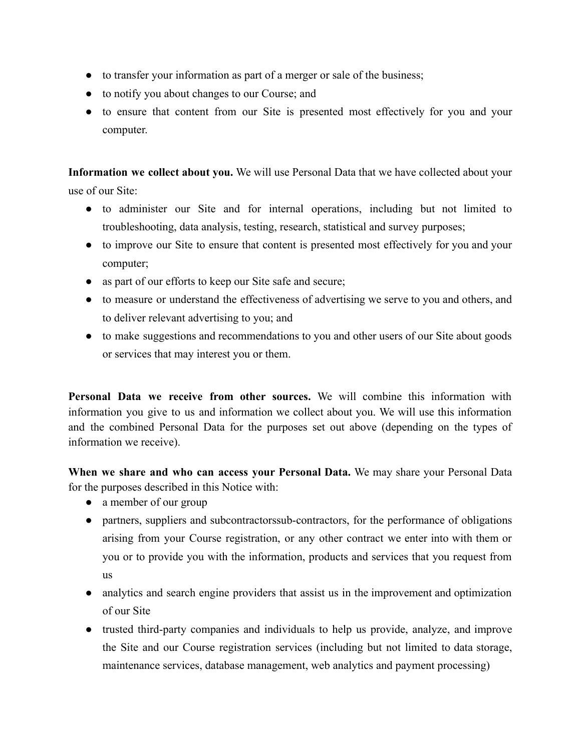- to transfer your information as part of a merger or sale of the business;
- to notify you about changes to our Course; and
- to ensure that content from our Site is presented most effectively for you and your computer.

**Information we collect about you.** We will use Personal Data that we have collected about your use of our Site:

- to administer our Site and for internal operations, including but not limited to troubleshooting, data analysis, testing, research, statistical and survey purposes;
- to improve our Site to ensure that content is presented most effectively for you and your computer;
- as part of our efforts to keep our Site safe and secure;
- to measure or understand the effectiveness of advertising we serve to you and others, and to deliver relevant advertising to you; and
- to make suggestions and recommendations to you and other users of our Site about goods or services that may interest you or them.

**Personal Data we receive from other sources.** We will combine this information with information you give to us and information we collect about you. We will use this information and the combined Personal Data for the purposes set out above (depending on the types of information we receive).

**When we share and who can access your Personal Data.** We may share your Personal Data for the purposes described in this Notice with:

- a member of our group
- partners, suppliers and subcontractorssub-contractors, for the performance of obligations arising from your Course registration, or any other contract we enter into with them or you or to provide you with the information, products and services that you request from us
- analytics and search engine providers that assist us in the improvement and optimization of our Site
- trusted third-party companies and individuals to help us provide, analyze, and improve the Site and our Course registration services (including but not limited to data storage, maintenance services, database management, web analytics and payment processing)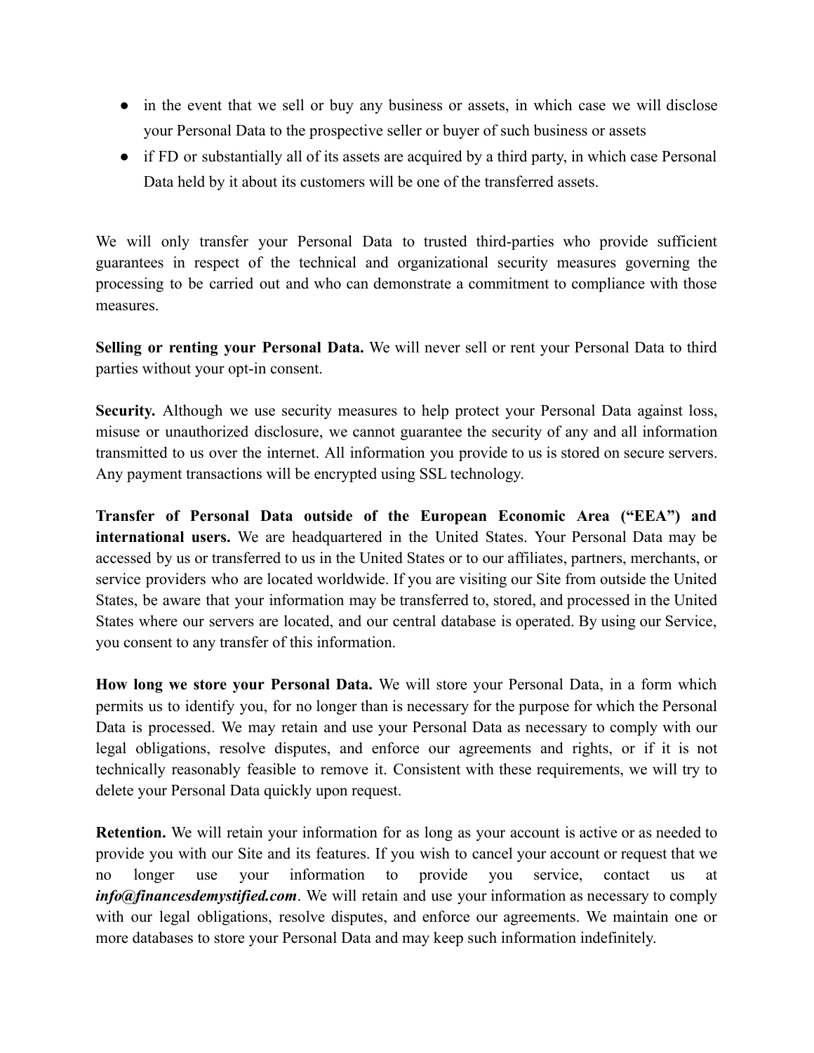- in the event that we sell or buy any business or assets, in which case we will disclose your Personal Data to the prospective seller or buyer of such business or assets
- if FD or substantially all of its assets are acquired by a third party, in which case Personal Data held by it about its customers will be one of the transferred assets.

We will only transfer your Personal Data to trusted third-parties who provide sufficient guarantees in respect of the technical and organizational security measures governing the processing to be carried out and who can demonstrate a commitment to compliance with those measures.

**Selling or renting your Personal Data.** We will never sell or rent your Personal Data to third parties without your opt-in consent.

**Security.** Although we use security measures to help protect your Personal Data against loss, misuse or unauthorized disclosure, we cannot guarantee the security of any and all information transmitted to us over the internet. All information you provide to us is stored on secure servers. Any payment transactions will be encrypted using SSL technology.

**Transfer of Personal Data outside of the European Economic Area ("EEA") and international users.** We are headquartered in the United States. Your Personal Data may be accessed by us or transferred to us in the United States or to our affiliates, partners, merchants, or service providers who are located worldwide. If you are visiting our Site from outside the United States, be aware that your information may be transferred to, stored, and processed in the United States where our servers are located, and our central database is operated. By using our Service, you consent to any transfer of this information.

**How long we store your Personal Data.** We will store your Personal Data, in a form which permits us to identify you, for no longer than is necessary for the purpose for which the Personal Data is processed. We may retain and use your Personal Data as necessary to comply with our legal obligations, resolve disputes, and enforce our agreements and rights, or if it is not technically reasonably feasible to remove it. Consistent with these requirements, we will try to delete your Personal Data quickly upon request.

**Retention.** We will retain your information for as long as your account is active or as needed to provide you with our Site and its features. If you wish to cancel your account or request that we no longer use your information to provide you service, contact us at ***info@financesdemystified.com***. We will retain and use your information as necessary to comply with our legal obligations, resolve disputes, and enforce our agreements. We maintain one or more databases to store your Personal Data and may keep such information indefinitely.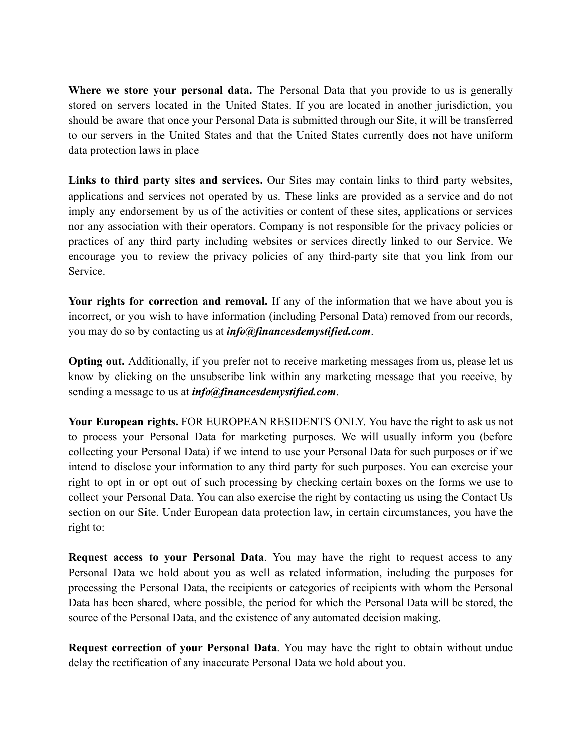**Where we store your personal data.** The Personal Data that you provide to us is generally stored on servers located in the United States. If you are located in another jurisdiction, you should be aware that once your Personal Data is submitted through our Site, it will be transferred to our servers in the United States and that the United States currently does not have uniform data protection laws in place

**Links to third party sites and services.** Our Sites may contain links to third party websites, applications and services not operated by us. These links are provided as a service and do not imply any endorsement by us of the activities or content of these sites, applications or services nor any association with their operators. Company is not responsible for the privacy policies or practices of any third party including websites or services directly linked to our Service. We encourage you to review the privacy policies of any third-party site that you link from our Service.

**Your rights for correction and removal.** If any of the information that we have about you is incorrect, or you wish to have information (including Personal Data) removed from our records, you may do so by contacting us at ***info@financesdemystified.com***.

**Opting out.** Additionally, if you prefer not to receive marketing messages from us, please let us know by clicking on the unsubscribe link within any marketing message that you receive, by sending a message to us at ***info@financesdemystified.com***.

**Your European rights.** FOR EUROPEAN RESIDENTS ONLY. You have the right to ask us not to process your Personal Data for marketing purposes. We will usually inform you (before collecting your Personal Data) if we intend to use your Personal Data for such purposes or if we intend to disclose your information to any third party for such purposes. You can exercise your right to opt in or opt out of such processing by checking certain boxes on the forms we use to collect your Personal Data. You can also exercise the right by contacting us using the Contact Us section on our Site. Under European data protection law, in certain circumstances, you have the right to:

**Request access to your Personal Data**. You may have the right to request access to any Personal Data we hold about you as well as related information, including the purposes for processing the Personal Data, the recipients or categories of recipients with whom the Personal Data has been shared, where possible, the period for which the Personal Data will be stored, the source of the Personal Data, and the existence of any automated decision making.

**Request correction of your Personal Data**. You may have the right to obtain without undue delay the rectification of any inaccurate Personal Data we hold about you.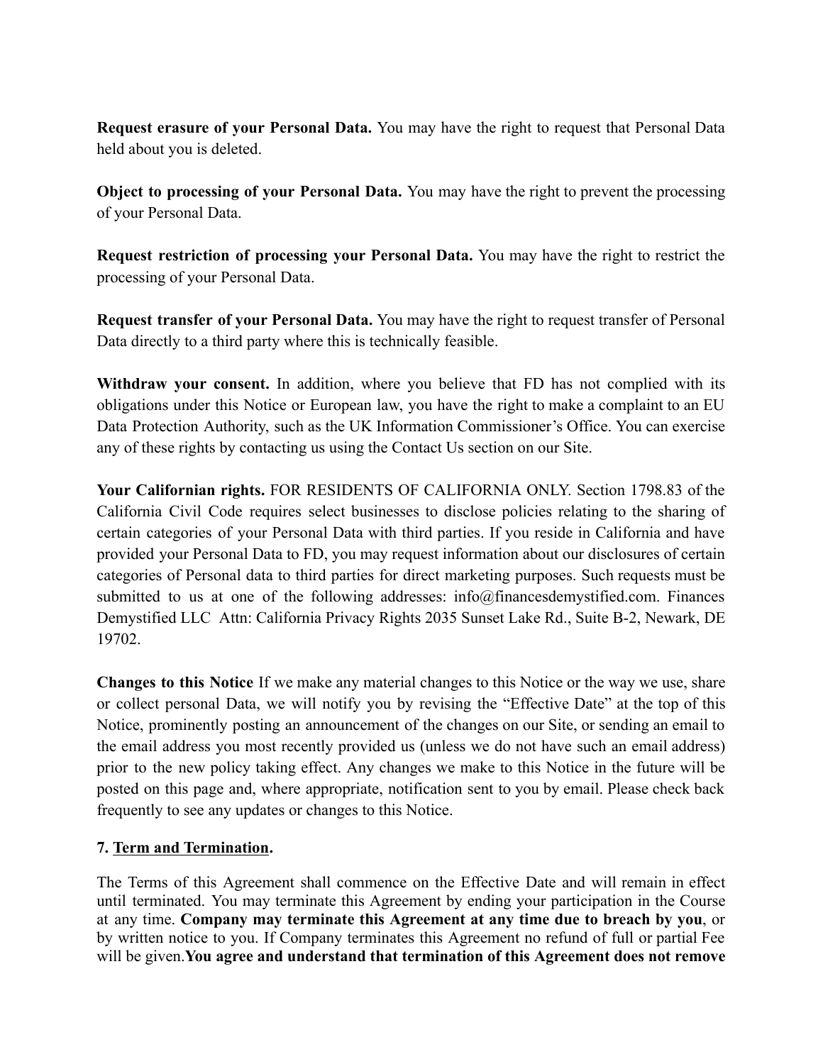**Request erasure of your Personal Data.** You may have the right to request that Personal Data held about you is deleted.

**Object to processing of your Personal Data.** You may have the right to prevent the processing of your Personal Data.

**Request restriction of processing your Personal Data.** You may have the right to restrict the processing of your Personal Data.

**Request transfer of your Personal Data.** You may have the right to request transfer of Personal Data directly to a third party where this is technically feasible.

**Withdraw your consent.** In addition, where you believe that FD has not complied with its obligations under this Notice or European law, you have the right to make a complaint to an EU Data Protection Authority, such as the UK Information Commissioner's Office. You can exercise any of these rights by contacting us using the Contact Us section on our Site.

**Your Californian rights.** FOR RESIDENTS OF CALIFORNIA ONLY. Section 1798.83 of the California Civil Code requires select businesses to disclose policies relating to the sharing of certain categories of your Personal Data with third parties. If you reside in California and have provided your Personal Data to FD, you may request information about our disclosures of certain categories of Personal data to third parties for direct marketing purposes. Such requests must be submitted to us at one of the following addresses: info@financesdemystified.com. Finances Demystified LLC Attn: California Privacy Rights 2035 Sunset Lake Rd., Suite B-2, Newark, DE 19702.

**Changes to this Notice** If we make any material changes to this Notice or the way we use, share or collect personal Data, we will notify you by revising the "Effective Date" at the top of this Notice, prominently posting an announcement of the changes on our Site, or sending an email to the email address you most recently provided us (unless we do not have such an email address) prior to the new policy taking effect. Any changes we make to this Notice in the future will be posted on this page and, where appropriate, notification sent to you by email. Please check back frequently to see any updates or changes to this Notice.

**7. Term and Termination.**

The Terms of this Agreement shall commence on the Effective Date and will remain in effect until terminated. You may terminate this Agreement by ending your participation in the Course at any time. **Company may terminate this Agreement at any time due to breach by you**, or by written notice to you. If Company terminates this Agreement no refund of full or partial Fee will be given.**You agree and understand that termination of this Agreement does not remove**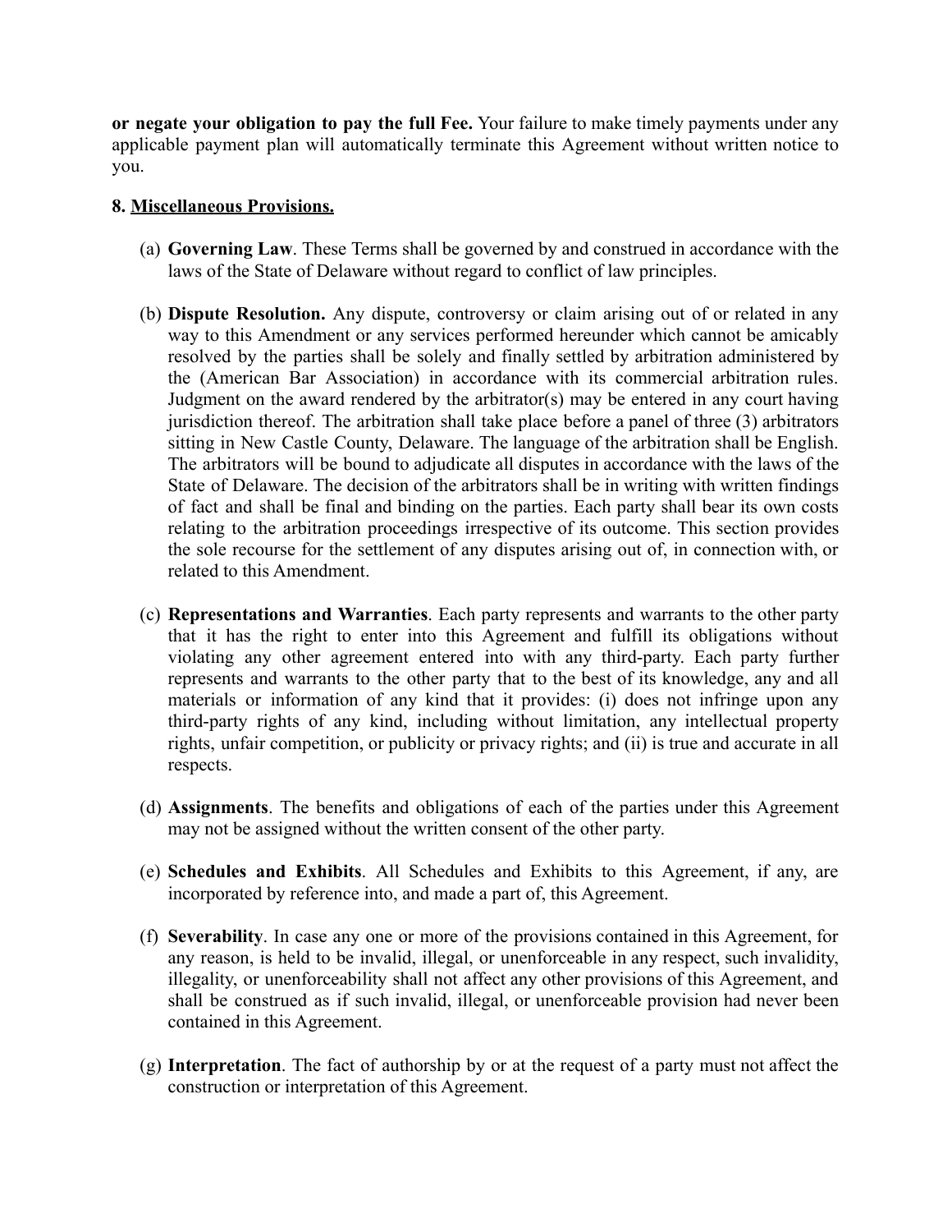**or negate your obligation to pay the full Fee.** Your failure to make timely payments under any applicable payment plan will automatically terminate this Agreement without written notice to you.

**8. Miscellaneous Provisions.**

(a) **Governing Law**. These Terms shall be governed by and construed in accordance with the laws of the State of Delaware without regard to conflict of law principles.

(b) **Dispute Resolution.** Any dispute, controversy or claim arising out of or related in any way to this Amendment or any services performed hereunder which cannot be amicably resolved by the parties shall be solely and finally settled by arbitration administered by the (American Bar Association) in accordance with its commercial arbitration rules. Judgment on the award rendered by the arbitrator(s) may be entered in any court having jurisdiction thereof. The arbitration shall take place before a panel of three (3) arbitrators sitting in New Castle County, Delaware. The language of the arbitration shall be English. The arbitrators will be bound to adjudicate all disputes in accordance with the laws of the State of Delaware. The decision of the arbitrators shall be in writing with written findings of fact and shall be final and binding on the parties. Each party shall bear its own costs relating to the arbitration proceedings irrespective of its outcome. This section provides the sole recourse for the settlement of any disputes arising out of, in connection with, or related to this Amendment.

(c) **Representations and Warranties**. Each party represents and warrants to the other party that it has the right to enter into this Agreement and fulfill its obligations without violating any other agreement entered into with any third-party. Each party further represents and warrants to the other party that to the best of its knowledge, any and all materials or information of any kind that it provides: (i) does not infringe upon any third-party rights of any kind, including without limitation, any intellectual property rights, unfair competition, or publicity or privacy rights; and (ii) is true and accurate in all respects.

(d) **Assignments**. The benefits and obligations of each of the parties under this Agreement may not be assigned without the written consent of the other party.

(e) **Schedules and Exhibits**. All Schedules and Exhibits to this Agreement, if any, are incorporated by reference into, and made a part of, this Agreement.

(f) **Severability**. In case any one or more of the provisions contained in this Agreement, for any reason, is held to be invalid, illegal, or unenforceable in any respect, such invalidity, illegality, or unenforceability shall not affect any other provisions of this Agreement, and shall be construed as if such invalid, illegal, or unenforceable provision had never been contained in this Agreement.

(g) **Interpretation**. The fact of authorship by or at the request of a party must not affect the construction or interpretation of this Agreement.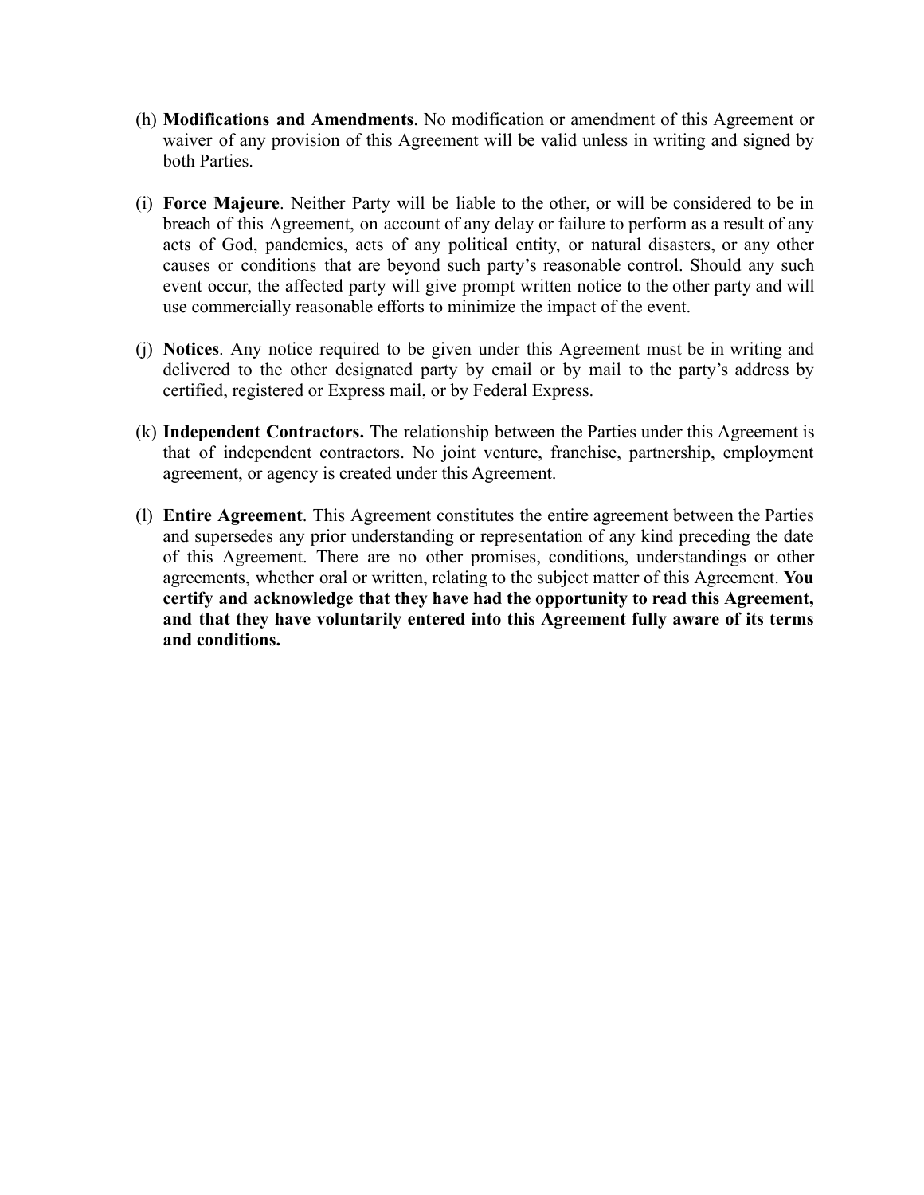(h) **Modifications and Amendments**. No modification or amendment of this Agreement or waiver of any provision of this Agreement will be valid unless in writing and signed by both Parties.

(i) **Force Majeure**. Neither Party will be liable to the other, or will be considered to be in breach of this Agreement, on account of any delay or failure to perform as a result of any acts of God, pandemics, acts of any political entity, or natural disasters, or any other causes or conditions that are beyond such party's reasonable control. Should any such event occur, the affected party will give prompt written notice to the other party and will use commercially reasonable efforts to minimize the impact of the event.

(j) **Notices**. Any notice required to be given under this Agreement must be in writing and delivered to the other designated party by email or by mail to the party's address by certified, registered or Express mail, or by Federal Express.

(k) **Independent Contractors.** The relationship between the Parties under this Agreement is that of independent contractors. No joint venture, franchise, partnership, employment agreement, or agency is created under this Agreement.

(l) **Entire Agreement**. This Agreement constitutes the entire agreement between the Parties and supersedes any prior understanding or representation of any kind preceding the date of this Agreement. There are no other promises, conditions, understandings or other agreements, whether oral or written, relating to the subject matter of this Agreement. **You certify and acknowledge that they have had the opportunity to read this Agreement, and that they have voluntarily entered into this Agreement fully aware of its terms and conditions.**